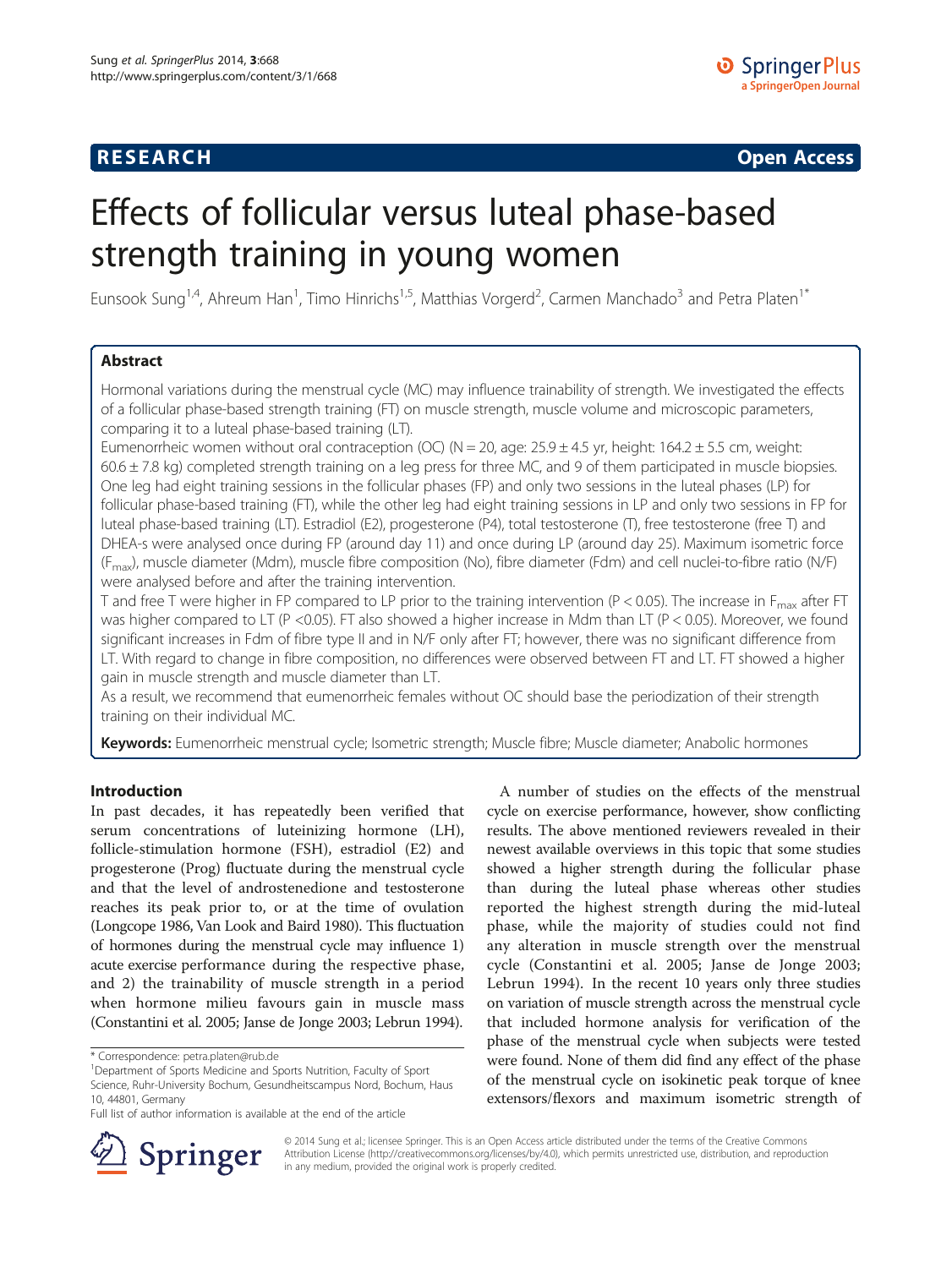**RESEARCH** **Open Access**

# Effects of follicular versus luteal phase-based strength training in young women

Eunsook Sung[1,4], Ahreum Han[1], Timo Hinrichs[1,5], Matthias Vorgerd[2], Carmen Manchado[3] and Petra Platen[1*]

## Abstract

Hormonal variations during the menstrual cycle (MC) may influence trainability of strength. We investigated the effects of a follicular phase-based strength training (FT) on muscle strength, muscle volume and microscopic parameters, comparing it to a luteal phase-based training (LT).

Eumenorrheic women without oral contraception (OC) (N = 20, age: 25.9 ± 4.5 yr, height: 164.2 ± 5.5 cm, weight: 60.6 ± 7.8 kg) completed strength training on a leg press for three MC, and 9 of them participated in muscle biopsies. One leg had eight training sessions in the follicular phases (FP) and only two sessions in the luteal phases (LP) for follicular phase-based training (FT), while the other leg had eight training sessions in LP and only two sessions in FP for luteal phase-based training (LT). Estradiol (E2), progesterone (P4), total testosterone (T), free testosterone (free T) and DHEA-s were analysed once during FP (around day 11) and once during LP (around day 25). Maximum isometric force ($F_{max}$), muscle diameter (Mdm), muscle fibre composition (No), fibre diameter (Fdm) and cell nuclei-to-fibre ratio (N/F) were analysed before and after the training intervention.

T and free T were higher in FP compared to LP prior to the training intervention ($P < 0.05$). The increase in $F_{max}$ after FT was higher compared to LT ($P < 0.05$). FT also showed a higher increase in Mdm than LT ($P < 0.05$). Moreover, we found significant increases in Fdm of fibre type II and in N/F only after FT; however, there was no significant difference from LT. With regard to change in fibre composition, no differences were observed between FT and LT. FT showed a higher gain in muscle strength and muscle diameter than LT.

As a result, we recommend that eumenorrheic females without OC should base the periodization of their strength training on their individual MC.

**Keywords:** Eumenorrheic menstrual cycle; Isometric strength; Muscle fibre; Muscle diameter; Anabolic hormones

## Introduction

In past decades, it has repeatedly been verified that serum concentrations of luteinizing hormone (LH), follicle-stimulation hormone (FSH), estradiol (E2) and progesterone (Prog) fluctuate during the menstrual cycle and that the level of androstenedione and testosterone reaches its peak prior to, or at the time of ovulation (Longcope 1986, Van Look and Baird 1980). This fluctuation of hormones during the menstrual cycle may influence 1) acute exercise performance during the respective phase, and 2) the trainability of muscle strength in a period when hormone milieu favours gain in muscle mass (Constantini et al. 2005; Janse de Jonge 2003; Lebrun 1994).

A number of studies on the effects of the menstrual cycle on exercise performance, however, show conflicting results. The above mentioned reviewers revealed in their newest available overviews in this topic that some studies showed a higher strength during the follicular phase than during the luteal phase whereas other studies reported the highest strength during the mid-luteal phase, while the majority of studies could not find any alteration in muscle strength over the menstrual cycle (Constantini et al. 2005; Janse de Jonge 2003; Lebrun 1994). In the recent 10 years only three studies on variation of muscle strength across the menstrual cycle that included hormone analysis for verification of the phase of the menstrual cycle when subjects were tested were found. None of them did find any effect of the phase of the menstrual cycle on isokinetic peak torque of knee extensors/flexors and maximum isometric strength of

\* Correspondence: petra.platen@rub.de
[1]Department of Sports Medicine and Sports Nutrition, Faculty of Sport Science, Ruhr-University Bochum, Gesundheitscampus Nord, Bochum, Haus 10, 44801, Germany
Full list of author information is available at the end of the article

© 2014 Sung et al.; licensee Springer. This is an Open Access article distributed under the terms of the Creative Commons Attribution License (http://creativecommons.org/licenses/by/4.0), which permits unrestricted use, distribution, and reproduction in any medium, provided the original work is properly credited.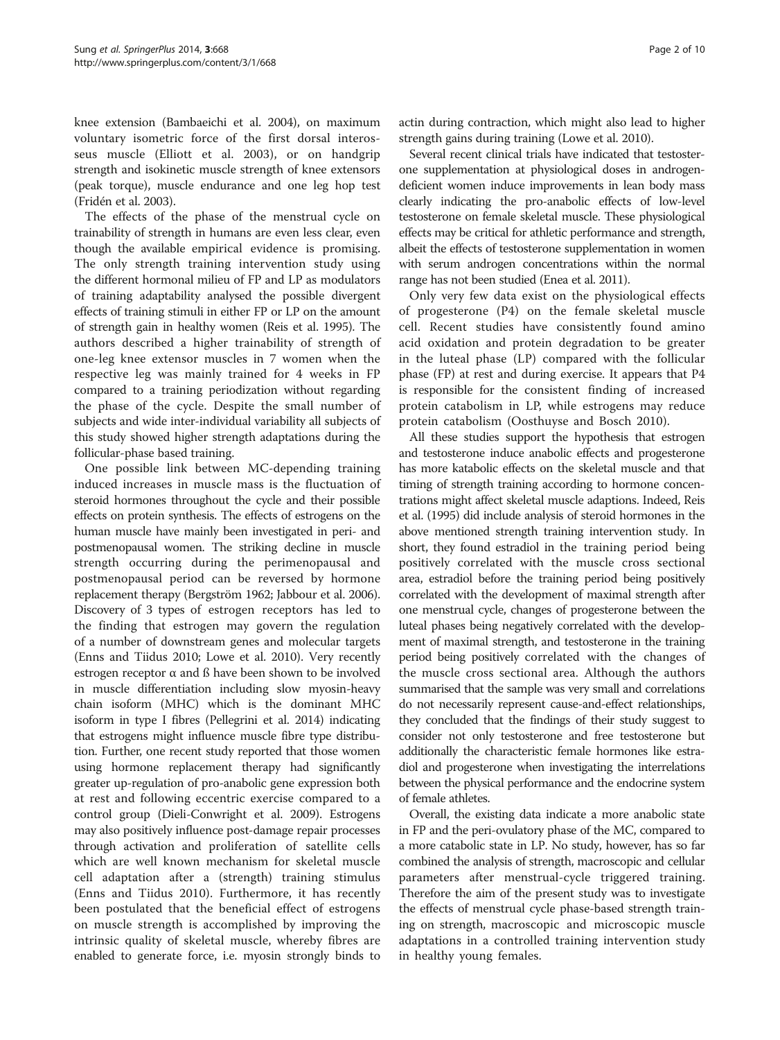knee extension (Bambaeichi et al. 2004), on maximum voluntary isometric force of the first dorsal interosseus muscle (Elliott et al. 2003), or on handgrip strength and isokinetic muscle strength of knee extensors (peak torque), muscle endurance and one leg hop test (Fridén et al. 2003).

The effects of the phase of the menstrual cycle on trainability of strength in humans are even less clear, even though the available empirical evidence is promising. The only strength training intervention study using the different hormonal milieu of FP and LP as modulators of training adaptability analysed the possible divergent effects of training stimuli in either FP or LP on the amount of strength gain in healthy women (Reis et al. 1995). The authors described a higher trainability of strength of one-leg knee extensor muscles in 7 women when the respective leg was mainly trained for 4 weeks in FP compared to a training periodization without regarding the phase of the cycle. Despite the small number of subjects and wide inter-individual variability all subjects of this study showed higher strength adaptations during the follicular-phase based training.

One possible link between MC-depending training induced increases in muscle mass is the fluctuation of steroid hormones throughout the cycle and their possible effects on protein synthesis. The effects of estrogens on the human muscle have mainly been investigated in peri- and postmenopausal women. The striking decline in muscle strength occurring during the perimenopausal and postmenopausal period can be reversed by hormone replacement therapy (Bergström 1962; Jabbour et al. 2006). Discovery of 3 types of estrogen receptors has led to the finding that estrogen may govern the regulation of a number of downstream genes and molecular targets (Enns and Tiidus 2010; Lowe et al. 2010). Very recently estrogen receptor α and ß have been shown to be involved in muscle differentiation including slow myosin-heavy chain isoform (MHC) which is the dominant MHC isoform in type I fibres (Pellegrini et al. 2014) indicating that estrogens might influence muscle fibre type distribution. Further, one recent study reported that those women using hormone replacement therapy had significantly greater up-regulation of pro-anabolic gene expression both at rest and following eccentric exercise compared to a control group (Dieli-Conwright et al. 2009). Estrogens may also positively influence post-damage repair processes through activation and proliferation of satellite cells which are well known mechanism for skeletal muscle cell adaptation after a (strength) training stimulus (Enns and Tiidus 2010). Furthermore, it has recently been postulated that the beneficial effect of estrogens on muscle strength is accomplished by improving the intrinsic quality of skeletal muscle, whereby fibres are enabled to generate force, i.e. myosin strongly binds to actin during contraction, which might also lead to higher strength gains during training (Lowe et al. 2010).

Several recent clinical trials have indicated that testosterone supplementation at physiological doses in androgen-deficient women induce improvements in lean body mass clearly indicating the pro-anabolic effects of low-level testosterone on female skeletal muscle. These physiological effects may be critical for athletic performance and strength, albeit the effects of testosterone supplementation in women with serum androgen concentrations within the normal range has not been studied (Enea et al. 2011).

Only very few data exist on the physiological effects of progesterone (P4) on the female skeletal muscle cell. Recent studies have consistently found amino acid oxidation and protein degradation to be greater in the luteal phase (LP) compared with the follicular phase (FP) at rest and during exercise. It appears that P4 is responsible for the consistent finding of increased protein catabolism in LP, while estrogens may reduce protein catabolism (Oosthuyse and Bosch 2010).

All these studies support the hypothesis that estrogen and testosterone induce anabolic effects and progesterone has more katabolic effects on the skeletal muscle and that timing of strength training according to hormone concentrations might affect skeletal muscle adaptions. Indeed, Reis et al. (1995) did include analysis of steroid hormones in the above mentioned strength training intervention study. In short, they found estradiol in the training period being positively correlated with the muscle cross sectional area, estradiol before the training period being positively correlated with the development of maximal strength after one menstrual cycle, changes of progesterone between the luteal phases being negatively correlated with the development of maximal strength, and testosterone in the training period being positively correlated with the changes of the muscle cross sectional area. Although the authors summarised that the sample was very small and correlations do not necessarily represent cause-and-effect relationships, they concluded that the findings of their study suggest to consider not only testosterone and free testosterone but additionally the characteristic female hormones like estradiol and progesterone when investigating the interrelations between the physical performance and the endocrine system of female athletes.

Overall, the existing data indicate a more anabolic state in FP and the peri-ovulatory phase of the MC, compared to a more catabolic state in LP. No study, however, has so far combined the analysis of strength, macroscopic and cellular parameters after menstrual-cycle triggered training. Therefore the aim of the present study was to investigate the effects of menstrual cycle phase-based strength training on strength, macroscopic and microscopic muscle adaptations in a controlled training intervention study in healthy young females.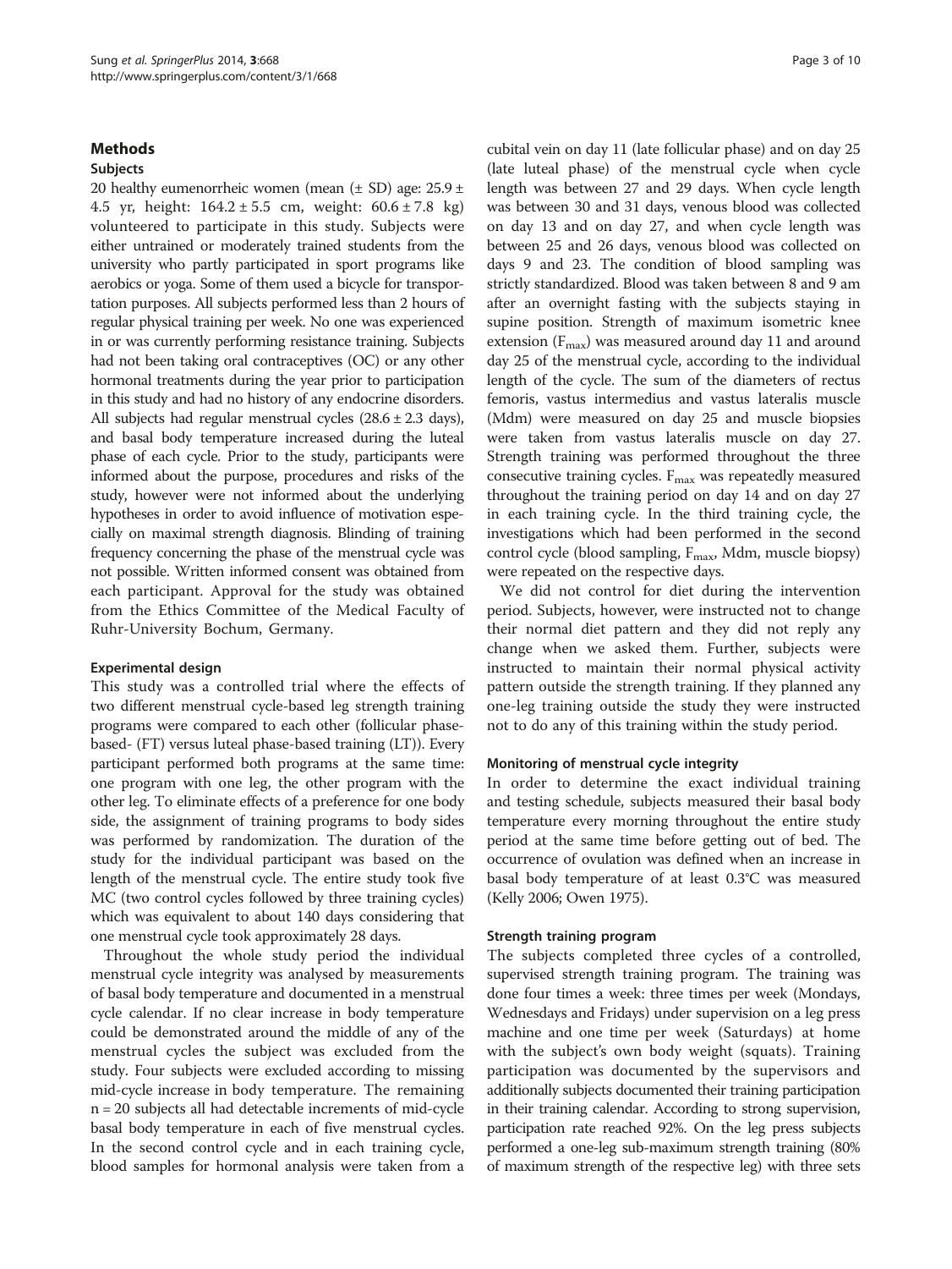## Methods

### Subjects

20 healthy eumenorrheic women (mean (± SD) age: 25.9 ± 4.5 yr, height: 164.2 ± 5.5 cm, weight: 60.6 ± 7.8 kg) volunteered to participate in this study. Subjects were either untrained or moderately trained students from the university who partly participated in sport programs like aerobics or yoga. Some of them used a bicycle for transportation purposes. All subjects performed less than 2 hours of regular physical training per week. No one was experienced in or was currently performing resistance training. Subjects had not been taking oral contraceptives (OC) or any other hormonal treatments during the year prior to participation in this study and had no history of any endocrine disorders. All subjects had regular menstrual cycles (28.6 ± 2.3 days), and basal body temperature increased during the luteal phase of each cycle. Prior to the study, participants were informed about the purpose, procedures and risks of the study, however were not informed about the underlying hypotheses in order to avoid influence of motivation especially on maximal strength diagnosis. Blinding of training frequency concerning the phase of the menstrual cycle was not possible. Written informed consent was obtained from each participant. Approval for the study was obtained from the Ethics Committee of the Medical Faculty of Ruhr-University Bochum, Germany.

### Experimental design

This study was a controlled trial where the effects of two different menstrual cycle-based leg strength training programs were compared to each other (follicular phase-based- (FT) versus luteal phase-based training (LT)). Every participant performed both programs at the same time: one program with one leg, the other program with the other leg. To eliminate effects of a preference for one body side, the assignment of training programs to body sides was performed by randomization. The duration of the study for the individual participant was based on the length of the menstrual cycle. The entire study took five MC (two control cycles followed by three training cycles) which was equivalent to about 140 days considering that one menstrual cycle took approximately 28 days.

Throughout the whole study period the individual menstrual cycle integrity was analysed by measurements of basal body temperature and documented in a menstrual cycle calendar. If no clear increase in body temperature could be demonstrated around the middle of any of the menstrual cycles the subject was excluded from the study. Four subjects were excluded according to missing mid-cycle increase in body temperature. The remaining n = 20 subjects all had detectable increments of mid-cycle basal body temperature in each of five menstrual cycles. In the second control cycle and in each training cycle, blood samples for hormonal analysis were taken from a cubital vein on day 11 (late follicular phase) and on day 25 (late luteal phase) of the menstrual cycle when cycle length was between 27 and 29 days. When cycle length was between 30 and 31 days, venous blood was collected on day 13 and on day 27, and when cycle length was between 25 and 26 days, venous blood was collected on days 9 and 23. The condition of blood sampling was strictly standardized. Blood was taken between 8 and 9 am after an overnight fasting with the subjects staying in supine position. Strength of maximum isometric knee extension ($F_{max}$) was measured around day 11 and around day 25 of the menstrual cycle, according to the individual length of the cycle. The sum of the diameters of rectus femoris, vastus intermedius and vastus lateralis muscle (Mdm) were measured on day 25 and muscle biopsies were taken from vastus lateralis muscle on day 27. Strength training was performed throughout the three consecutive training cycles. $F_{max}$ was repeatedly measured throughout the training period on day 14 and on day 27 in each training cycle. In the third training cycle, the investigations which had been performed in the second control cycle (blood sampling, $F_{max}$, Mdm, muscle biopsy) were repeated on the respective days.

We did not control for diet during the intervention period. Subjects, however, were instructed not to change their normal diet pattern and they did not reply any change when we asked them. Further, subjects were instructed to maintain their normal physical activity pattern outside the strength training. If they planned any one-leg training outside the study they were instructed not to do any of this training within the study period.

### Monitoring of menstrual cycle integrity

In order to determine the exact individual training and testing schedule, subjects measured their basal body temperature every morning throughout the entire study period at the same time before getting out of bed. The occurrence of ovulation was defined when an increase in basal body temperature of at least 0.3°C was measured (Kelly 2006; Owen 1975).

### Strength training program

The subjects completed three cycles of a controlled, supervised strength training program. The training was done four times a week: three times per week (Mondays, Wednesdays and Fridays) under supervision on a leg press machine and one time per week (Saturdays) at home with the subject's own body weight (squats). Training participation was documented by the supervisors and additionally subjects documented their training participation in their training calendar. According to strong supervision, participation rate reached 92%. On the leg press subjects performed a one-leg sub-maximum strength training (80% of maximum strength of the respective leg) with three sets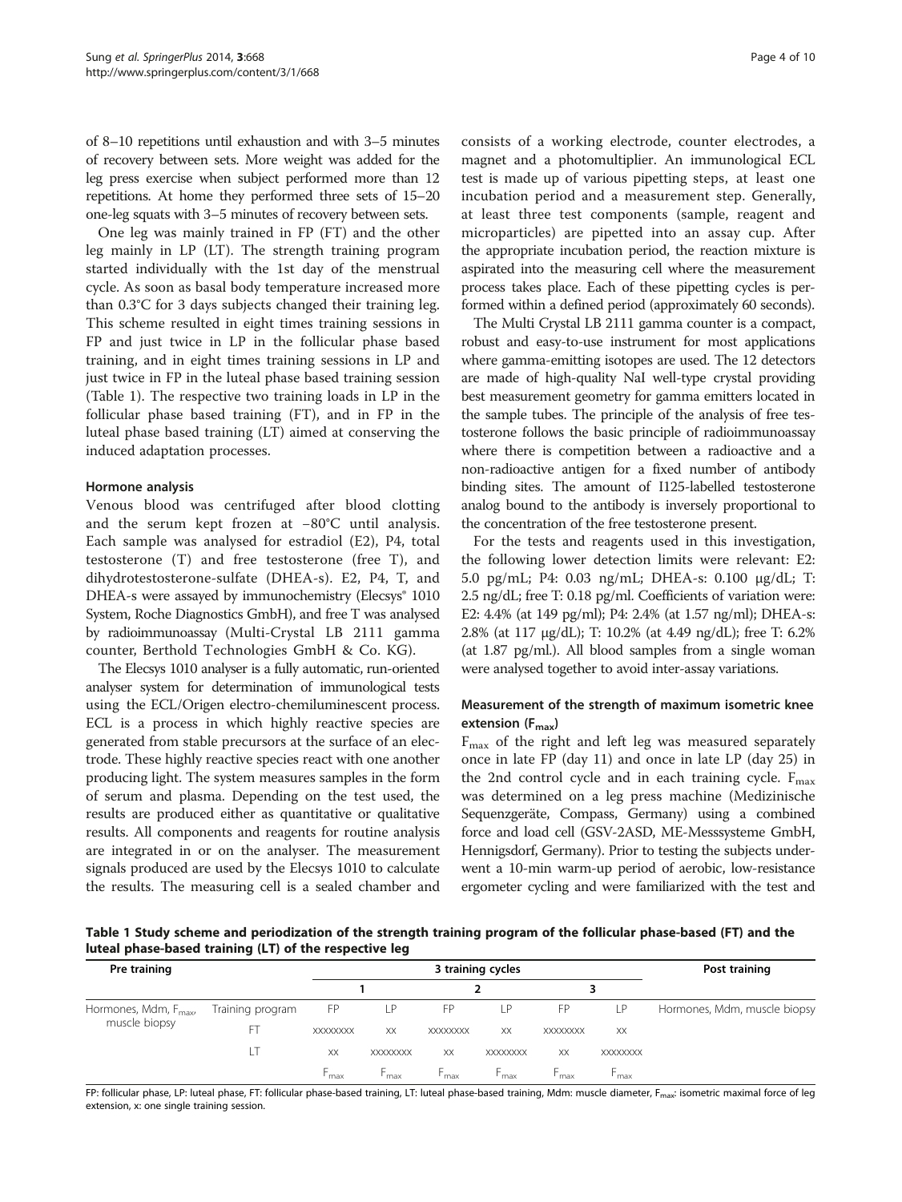of 8–10 repetitions until exhaustion and with 3–5 minutes of recovery between sets. More weight was added for the leg press exercise when subject performed more than 12 repetitions. At home they performed three sets of 15–20 one-leg squats with 3–5 minutes of recovery between sets.

One leg was mainly trained in FP (FT) and the other leg mainly in LP (LT). The strength training program started individually with the 1st day of the menstrual cycle. As soon as basal body temperature increased more than 0.3°C for 3 days subjects changed their training leg. This scheme resulted in eight times training sessions in FP and just twice in LP in the follicular phase based training, and in eight times training sessions in LP and just twice in FP in the luteal phase based training session (Table 1). The respective two training loads in LP in the follicular phase based training (FT), and in FP in the luteal phase based training (LT) aimed at conserving the induced adaptation processes.

### Hormone analysis

Venous blood was centrifuged after blood clotting and the serum kept frozen at −80°C until analysis. Each sample was analysed for estradiol (E2), P4, total testosterone (T) and free testosterone (free T), and dihydrotestosterone-sulfate (DHEA-s). E2, P4, T, and DHEA-s were assayed by immunochemistry (Elecsys® 1010 System, Roche Diagnostics GmbH), and free T was analysed by radioimmunoassay (Multi-Crystal LB 2111 gamma counter, Berthold Technologies GmbH & Co. KG).

The Elecsys 1010 analyser is a fully automatic, run-oriented analyser system for determination of immunological tests using the ECL/Origen electro-chemiluminescent process. ECL is a process in which highly reactive species are generated from stable precursors at the surface of an electrode. These highly reactive species react with one another producing light. The system measures samples in the form of serum and plasma. Depending on the test used, the results are produced either as quantitative or qualitative results. All components and reagents for routine analysis are integrated in or on the analyser. The measurement signals produced are used by the Elecsys 1010 to calculate the results. The measuring cell is a sealed chamber and consists of a working electrode, counter electrodes, a magnet and a photomultiplier. An immunological ECL test is made up of various pipetting steps, at least one incubation period and a measurement step. Generally, at least three test components (sample, reagent and microparticles) are pipetted into an assay cup. After the appropriate incubation period, the reaction mixture is aspirated into the measuring cell where the measurement process takes place. Each of these pipetting cycles is performed within a defined period (approximately 60 seconds).

The Multi Crystal LB 2111 gamma counter is a compact, robust and easy-to-use instrument for most applications where gamma-emitting isotopes are used. The 12 detectors are made of high-quality NaI well-type crystal providing best measurement geometry for gamma emitters located in the sample tubes. The principle of the analysis of free testosterone follows the basic principle of radioimmunoassay where there is competition between a radioactive and a non-radioactive antigen for a fixed number of antibody binding sites. The amount of I125-labelled testosterone analog bound to the antibody is inversely proportional to the concentration of the free testosterone present.

For the tests and reagents used in this investigation, the following lower detection limits were relevant: E2: 5.0 pg/mL; P4: 0.03 ng/mL; DHEA-s: 0.100 μg/dL; T: 2.5 ng/dL; free T: 0.18 pg/ml. Coefficients of variation were: E2: 4.4% (at 149 pg/ml); P4: 2.4% (at 1.57 ng/ml); DHEA-s: 2.8% (at 117 μg/dL); T: 10.2% (at 4.49 ng/dL); free T: 6.2% (at 1.87 pg/ml.). All blood samples from a single woman were analysed together to avoid inter-assay variations.

### Measurement of the strength of maximum isometric knee extension ($F_{max}$)

$F_{max}$ of the right and left leg was measured separately once in late FP (day 11) and once in late LP (day 25) in the 2nd control cycle and in each training cycle. $F_{max}$ was determined on a leg press machine (Medizinische Sequenzgeräte, Compass, Germany) using a combined force and load cell (GSV-2ASD, ME-Messsysteme GmbH, Hennigsdorf, Germany). Prior to testing the subjects underwent a 10-min warm-up period of aerobic, low-resistance ergometer cycling and were familiarized with the test and

**Table 1 Study scheme and periodization of the strength training program of the follicular phase-based (FT) and the luteal phase-based training (LT) of the respective leg**

| Pre training | | 3 training cycles | | | | | | Post training |
|---|---|---|---|---|---|---|---|---|
| | | 1 | | 2 | | 3 | | |
| Hormones, Mdm, $F_{max}$, muscle biopsy | Training program | FP | LP | FP | LP | FP | LP | Hormones, Mdm, muscle biopsy |
| | FT | xxxxxxxx | xx | xxxxxxxx | xx | xxxxxxxx | xx | |
| | LT | xx | xxxxxxxx | xx | xxxxxxxx | xx | xxxxxxxx | |
| | | $F_{max}$ | $F_{max}$ | $F_{max}$ | $F_{max}$ | $F_{max}$ | $F_{max}$ | |

FP: follicular phase, LP: luteal phase, FT: follicular phase-based training, LT: luteal phase-based training, Mdm: muscle diameter, $F_{max}$: isometric maximal force of leg extension, x: one single training session.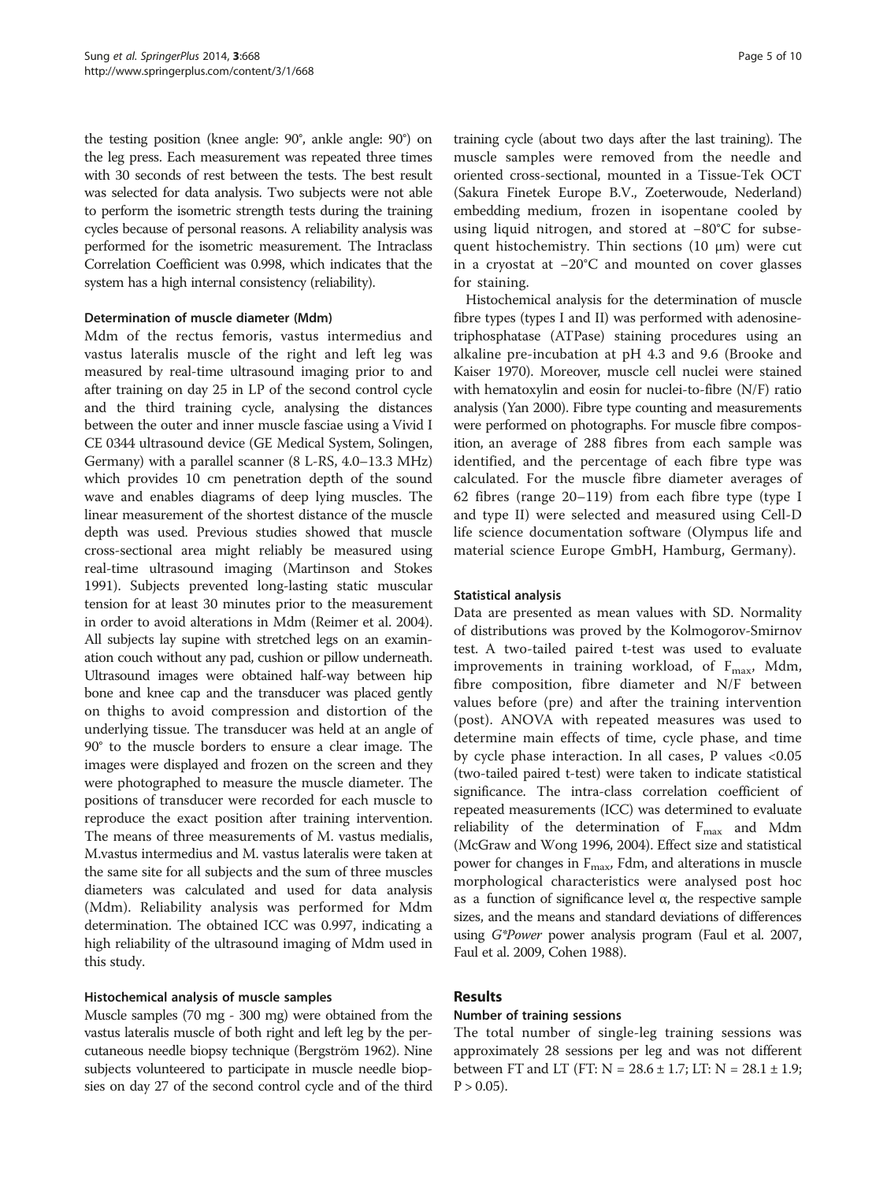the testing position (knee angle: 90°, ankle angle: 90°) on the leg press. Each measurement was repeated three times with 30 seconds of rest between the tests. The best result was selected for data analysis. Two subjects were not able to perform the isometric strength tests during the training cycles because of personal reasons. A reliability analysis was performed for the isometric measurement. The Intraclass Correlation Coefficient was 0.998, which indicates that the system has a high internal consistency (reliability).

#### Determination of muscle diameter (Mdm)

Mdm of the rectus femoris, vastus intermedius and vastus lateralis muscle of the right and left leg was measured by real-time ultrasound imaging prior to and after training on day 25 in LP of the second control cycle and the third training cycle, analysing the distances between the outer and inner muscle fasciae using a Vivid I CE 0344 ultrasound device (GE Medical System, Solingen, Germany) with a parallel scanner (8 L-RS, 4.0–13.3 MHz) which provides 10 cm penetration depth of the sound wave and enables diagrams of deep lying muscles. The linear measurement of the shortest distance of the muscle depth was used. Previous studies showed that muscle cross-sectional area might reliably be measured using real-time ultrasound imaging (Martinson and Stokes 1991). Subjects prevented long-lasting static muscular tension for at least 30 minutes prior to the measurement in order to avoid alterations in Mdm (Reimer et al. 2004). All subjects lay supine with stretched legs on an examination couch without any pad, cushion or pillow underneath. Ultrasound images were obtained half-way between hip bone and knee cap and the transducer was placed gently on thighs to avoid compression and distortion of the underlying tissue. The transducer was held at an angle of 90° to the muscle borders to ensure a clear image. The images were displayed and frozen on the screen and they were photographed to measure the muscle diameter. The positions of transducer were recorded for each muscle to reproduce the exact position after training intervention. The means of three measurements of M. vastus medialis, M.vastus intermedius and M. vastus lateralis were taken at the same site for all subjects and the sum of three muscles diameters was calculated and used for data analysis (Mdm). Reliability analysis was performed for Mdm determination. The obtained ICC was 0.997, indicating a high reliability of the ultrasound imaging of Mdm used in this study.

#### Histochemical analysis of muscle samples

Muscle samples (70 mg - 300 mg) were obtained from the vastus lateralis muscle of both right and left leg by the percutaneous needle biopsy technique (Bergström 1962). Nine subjects volunteered to participate in muscle needle biopsies on day 27 of the second control cycle and of the third training cycle (about two days after the last training). The muscle samples were removed from the needle and oriented cross-sectional, mounted in a Tissue-Tek OCT (Sakura Finetek Europe B.V., Zoeterwoude, Nederland) embedding medium, frozen in isopentane cooled by using liquid nitrogen, and stored at −80°C for subsequent histochemistry. Thin sections (10 μm) were cut in a cryostat at −20°C and mounted on cover glasses for staining.

Histochemical analysis for the determination of muscle fibre types (types I and II) was performed with adenosine-triphosphatase (ATPase) staining procedures using an alkaline pre-incubation at pH 4.3 and 9.6 (Brooke and Kaiser 1970). Moreover, muscle cell nuclei were stained with hematoxylin and eosin for nuclei-to-fibre (N/F) ratio analysis (Yan 2000). Fibre type counting and measurements were performed on photographs. For muscle fibre composition, an average of 288 fibres from each sample was identified, and the percentage of each fibre type was calculated. For the muscle fibre diameter averages of 62 fibres (range 20–119) from each fibre type (type I and type II) were selected and measured using Cell-D life science documentation software (Olympus life and material science Europe GmbH, Hamburg, Germany).

#### Statistical analysis

Data are presented as mean values with SD. Normality of distributions was proved by the Kolmogorov-Smirnov test. A two-tailed paired t-test was used to evaluate improvements in training workload, of $F_{max}$, Mdm, fibre composition, fibre diameter and N/F between values before (pre) and after the training intervention (post). ANOVA with repeated measures was used to determine main effects of time, cycle phase, and time by cycle phase interaction. In all cases, P values <0.05 (two-tailed paired t-test) were taken to indicate statistical significance. The intra-class correlation coefficient of repeated measurements (ICC) was determined to evaluate reliability of the determination of $F_{max}$ and Mdm (McGraw and Wong 1996, 2004). Effect size and statistical power for changes in $F_{max}$, Fdm, and alterations in muscle morphological characteristics were analysed post hoc as a function of significance level α, the respective sample sizes, and the means and standard deviations of differences using *G\*Power* power analysis program (Faul et al. 2007, Faul et al. 2009, Cohen 1988).

## Results

#### Number of training sessions

The total number of single-leg training sessions was approximately 28 sessions per leg and was not different between FT and LT (FT: N = 28.6 ± 1.7; LT: N = 28.1 ± 1.9; P > 0.05).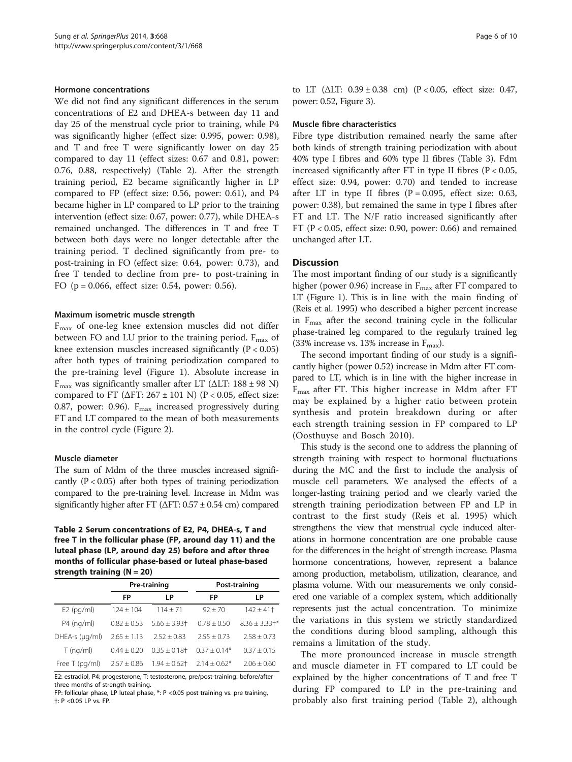#### Hormone concentrations

We did not find any significant differences in the serum concentrations of E2 and DHEA-s between day 11 and day 25 of the menstrual cycle prior to training, while P4 was significantly higher (effect size: 0.995, power: 0.98), and T and free T were significantly lower on day 25 compared to day 11 (effect sizes: 0.67 and 0.81, power: 0.76, 0.88, respectively) (Table 2). After the strength training period, E2 became significantly higher in LP compared to FP (effect size: 0.56, power: 0.61), and P4 became higher in LP compared to LP prior to the training intervention (effect size: 0.67, power: 0.77), while DHEA-s remained unchanged. The differences in T and free T between both days were no longer detectable after the training period. T declined significantly from pre- to post-training in FO (effect size: 0.64, power: 0.73), and free T tended to decline from pre- to post-training in FO ($p = 0.066$, effect size: 0.54, power: 0.56).

#### Maximum isometric muscle strength

$F_{max}$ of one-leg knee extension muscles did not differ between FO and LU prior to the training period. $F_{max}$ of knee extension muscles increased significantly ($P < 0.05$) after both types of training periodization compared to the pre-training level (Figure 1). Absolute increase in $F_{max}$ was significantly smaller after LT (ΔLT: 188 ± 98 N) compared to FT (ΔFT: 267 ± 101 N) ($P < 0.05$, effect size: 0.87, power: 0.96). $F_{max}$ increased progressively during FT and LT compared to the mean of both measurements in the control cycle (Figure 2).

#### Muscle diameter

The sum of Mdm of the three muscles increased significantly ($P < 0.05$) after both types of training periodization compared to the pre-training level. Increase in Mdm was significantly higher after FT (ΔFT: 0.57 ± 0.54 cm) compared to LT (ΔLT: 0.39 ± 0.38 cm) ($P < 0.05$, effect size: 0.47, power: 0.52, Figure 3).

**Table 2 Serum concentrations of E2, P4, DHEA-s, T and free T in the follicular phase (FP, around day 11) and the luteal phase (LP, around day 25) before and after three months of follicular phase-based or luteal phase-based strength training (N = 20)**

| | Pre-training | | Post-training | |
|---|---|---|---|---|
| | FP | LP | FP | LP |
| E2 (pg/ml) | 124 ± 104 | 114 ± 71 | 92 ± 70 | 142 ± 41† |
| P4 (ng/ml) | 0.82 ± 0.53 | 5.66 ± 3.93† | 0.78 ± 0.50 | 8.36 ± 3.33†* |
| DHEA-s (μg/ml) | 2.65 ± 1.13 | 2.52 ± 0.83 | 2.55 ± 0.73 | 2.58 ± 0.73 |
| T (ng/ml) | 0.44 ± 0.20 | 0.35 ± 0.18† | 0.37 ± 0.14* | 0.37 ± 0.15 |
| Free T (pg/ml) | 2.57 ± 0.86 | 1.94 ± 0.62† | 2.14 ± 0.62* | 2.06 ± 0.60 |

E2: estradiol, P4: progesterone, T: testosterone, pre/post-training: before/after three months of strength training.
FP: follicular phase, LP luteal phase, *: P <0.05 post training vs. pre training, †: P <0.05 LP vs. FP.

#### Muscle fibre characteristics

Fibre type distribution remained nearly the same after both kinds of strength training periodization with about 40% type I fibres and 60% type II fibres (Table 3). Fdm increased significantly after FT in type II fibres ($P < 0.05$, effect size: 0.94, power: 0.70) and tended to increase after LT in type II fibres ($P = 0.095$, effect size: 0.63, power: 0.38), but remained the same in type I fibres after FT and LT. The N/F ratio increased significantly after FT ($P < 0.05$, effect size: 0.90, power: 0.66) and remained unchanged after LT.

## Discussion

The most important finding of our study is a significantly higher (power 0.96) increase in $F_{max}$ after FT compared to LT (Figure 1). This is in line with the main finding of (Reis et al. 1995) who described a higher percent increase in $F_{max}$ after the second training cycle in the follicular phase-trained leg compared to the regularly trained leg (33% increase vs. 13% increase in $F_{max}$).

The second important finding of our study is a significantly higher (power 0.52) increase in Mdm after FT compared to LT, which is in line with the higher increase in $F_{max}$ after FT. This higher increase in Mdm after FT may be explained by a higher ratio between protein synthesis and protein breakdown during or after each strength training session in FP compared to LP (Oosthuyse and Bosch 2010).

This study is the second one to address the planning of strength training with respect to hormonal fluctuations during the MC and the first to include the analysis of muscle cell parameters. We analysed the effects of a longer-lasting training period and we clearly varied the strength training periodization between FP and LP in contrast to the first study (Reis et al. 1995) which strengthens the view that menstrual cycle induced alterations in hormone concentration are one probable cause for the differences in the height of strength increase. Plasma hormone concentrations, however, represent a balance among production, metabolism, utilization, clearance, and plasma volume. With our measurements we only considered one variable of a complex system, which additionally represents just the actual concentration. To minimize the variations in this system we strictly standardized the conditions during blood sampling, although this remains a limitation of the study.

The more pronounced increase in muscle strength and muscle diameter in FT compared to LT could be explained by the higher concentrations of T and free T during FP compared to LP in the pre-training and probably also first training period (Table 2), although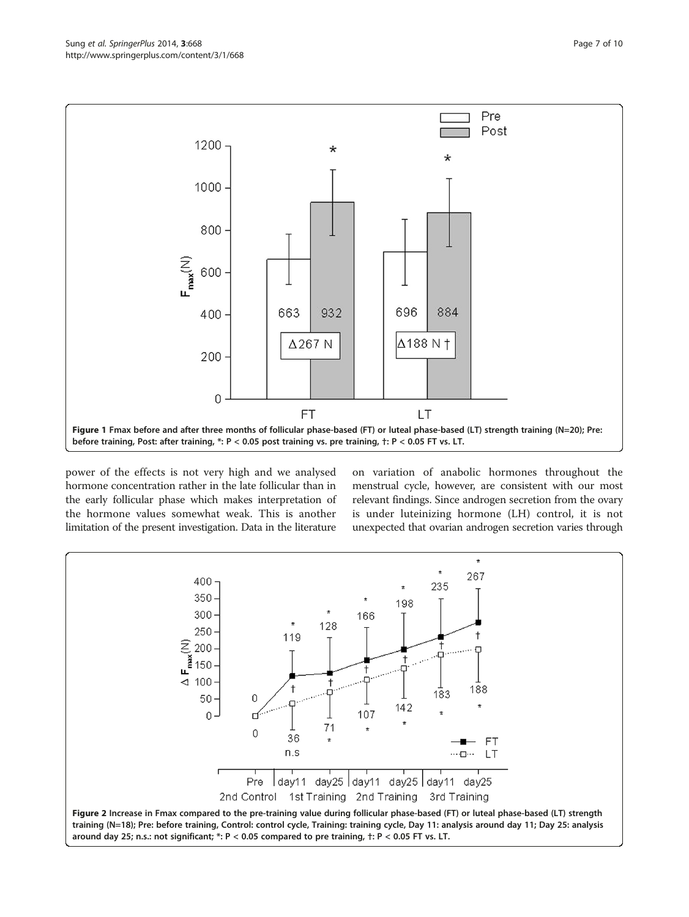Figure 1 Fmax before and after three months of follicular phase-based (FT) or luteal phase-based (LT) strength training (N=20); Pre: before training, Post: after training, *: P < 0.05 post training vs. pre training, †: P < 0.05 FT vs. LT.

power of the effects is not very high and we analysed hormone concentration rather in the late follicular than in the early follicular phase which makes interpretation of the hormone values somewhat weak. This is another limitation of the present investigation. Data in the literature on variation of anabolic hormones throughout the menstrual cycle, however, are consistent with our most relevant findings. Since androgen secretion from the ovary is under luteinizing hormone (LH) control, it is not unexpected that ovarian androgen secretion varies through

Figure 2 Increase in Fmax compared to the pre-training value during follicular phase-based (FT) or luteal phase-based (LT) strength training (N=18); Pre: before training, Control: control cycle, Training: training cycle, Day 11: analysis around day 11; Day 25: analysis around day 25; n.s.: not significant; *: P < 0.05 compared to pre training, †: P < 0.05 FT vs. LT.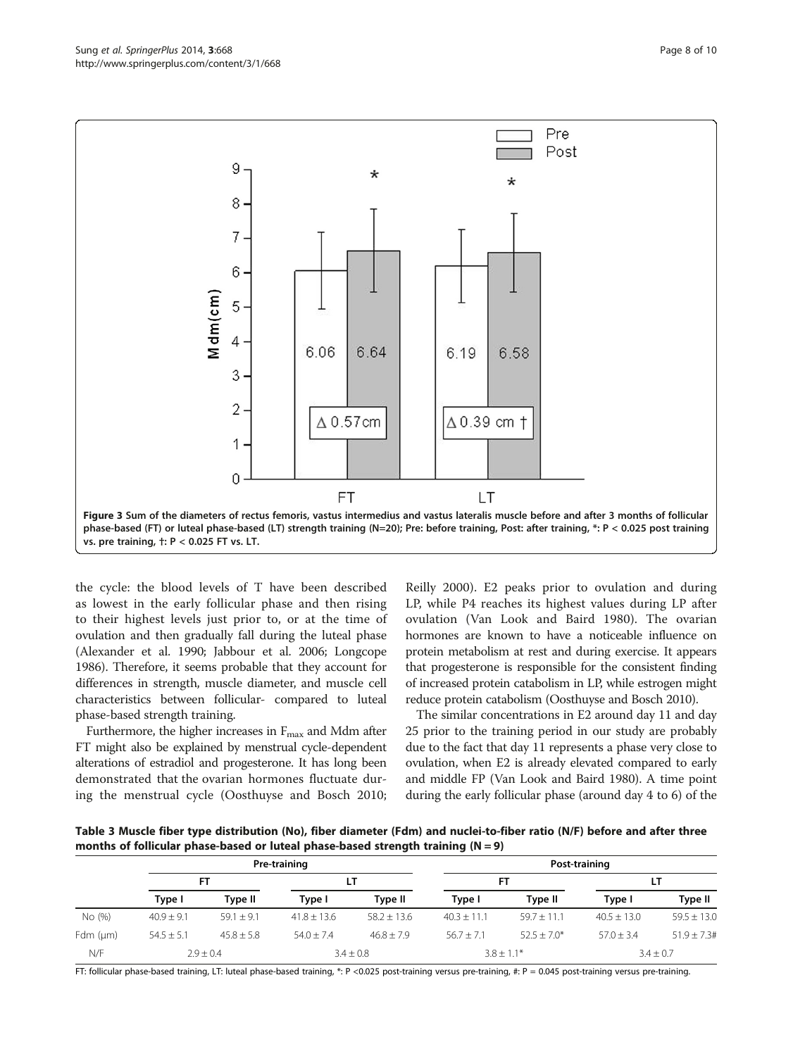Figure 3 Sum of the diameters of rectus femoris, vastus intermedius and vastus lateralis muscle before and after 3 months of follicular phase-based (FT) or luteal phase-based (LT) strength training (N=20); Pre: before training, Post: after training, *: P < 0.025 post training vs. pre training, †: P < 0.025 FT vs. LT.

the cycle: the blood levels of T have been described as lowest in the early follicular phase and then rising to their highest levels just prior to, or at the time of ovulation and then gradually fall during the luteal phase (Alexander et al. 1990; Jabbour et al. 2006; Longcope 1986). Therefore, it seems probable that they account for differences in strength, muscle diameter, and muscle cell characteristics between follicular- compared to luteal phase-based strength training.

Furthermore, the higher increases in $F_{max}$ and Mdm after FT might also be explained by menstrual cycle-dependent alterations of estradiol and progesterone. It has long been demonstrated that the ovarian hormones fluctuate during the menstrual cycle (Oosthuyse and Bosch 2010; Reilly 2000). E2 peaks prior to ovulation and during LP, while P4 reaches its highest values during LP after ovulation (Van Look and Baird 1980). The ovarian hormones are known to have a noticeable influence on protein metabolism at rest and during exercise. It appears that progesterone is responsible for the consistent finding of increased protein catabolism in LP, while estrogen might reduce protein catabolism (Oosthuyse and Bosch 2010).

The similar concentrations in E2 around day 11 and day 25 prior to the training period in our study are probably due to the fact that day 11 represents a phase very close to ovulation, when E2 is already elevated compared to early and middle FP (Van Look and Baird 1980). A time point during the early follicular phase (around day 4 to 6) of the

**Table 3 Muscle fiber type distribution (No), fiber diameter (Fdm) and nuclei-to-fiber ratio (N/F) before and after three months of follicular phase-based or luteal phase-based strength training (N = 9)**

| | Pre-training | | | | Post-training | | | |
|---|---|---|---|---|---|---|---|---|
| | FT | | LT | | FT | | LT | |
| | Type I | Type II | Type I | Type II | Type I | Type II | Type I | Type II |
| No (%) | 40.9 ± 9.1 | 59.1 ± 9.1 | 41.8 ± 13.6 | 58.2 ± 13.6 | 40.3 ± 11.1 | 59.7 ± 11.1 | 40.5 ± 13.0 | 59.5 ± 13.0 |
| Fdm (μm) | 54.5 ± 5.1 | 45.8 ± 5.8 | 54.0 ± 7.4 | 46.8 ± 7.9 | 56.7 ± 7.1 | 52.5 ± 7.0* | 57.0 ± 3.4 | 51.9 ± 7.3# |
| N/F | 2.9 ± 0.4 | | 3.4 ± 0.8 | | 3.8 ± 1.1* | | 3.4 ± 0.7 | |

FT: follicular phase-based training, LT: luteal phase-based training, *: P <0.025 post-training versus pre-training, #: P = 0.045 post-training versus pre-training.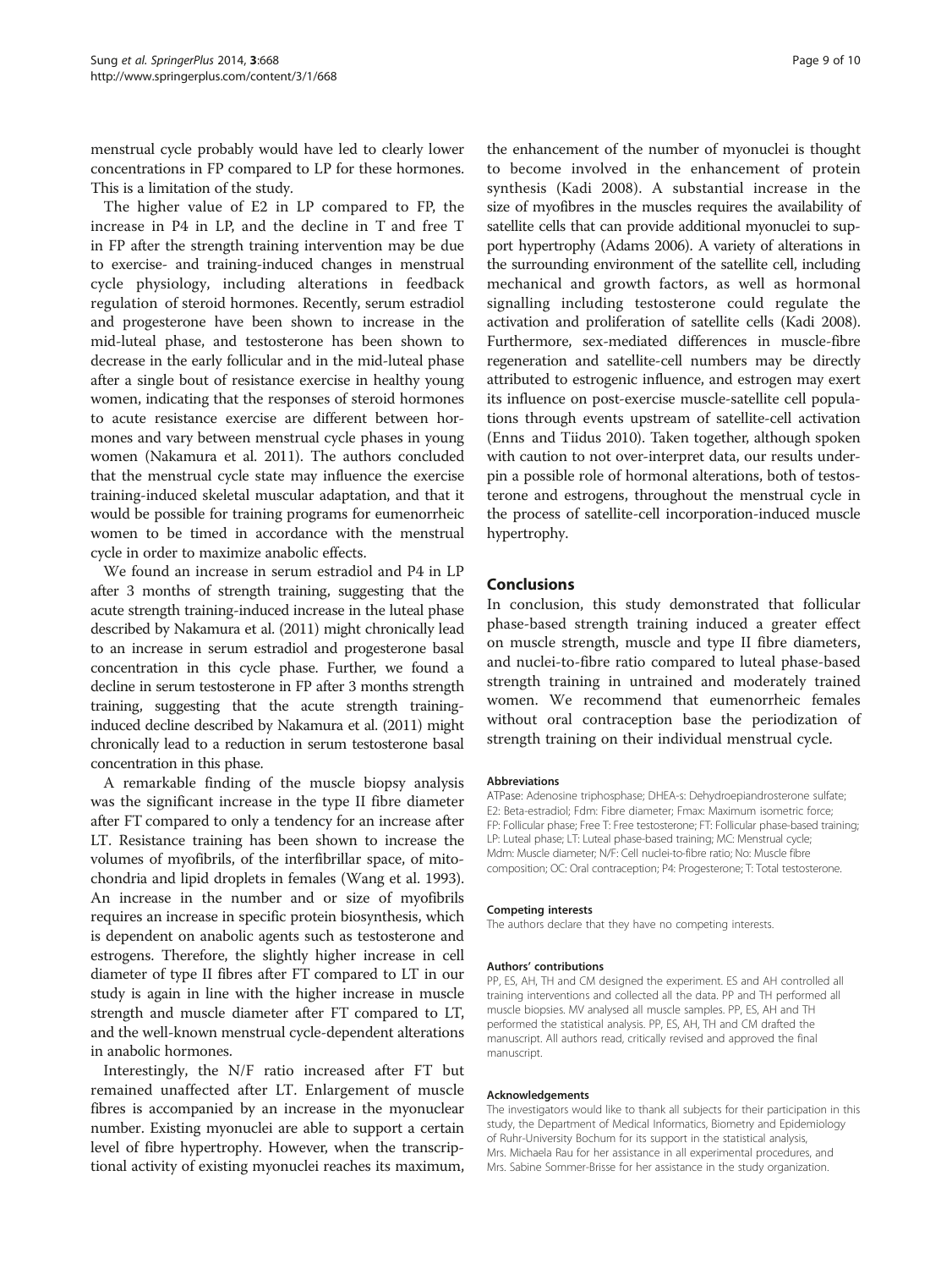menstrual cycle probably would have led to clearly lower concentrations in FP compared to LP for these hormones. This is a limitation of the study.

The higher value of E2 in LP compared to FP, the increase in P4 in LP, and the decline in T and free T in FP after the strength training intervention may be due to exercise- and training-induced changes in menstrual cycle physiology, including alterations in feedback regulation of steroid hormones. Recently, serum estradiol and progesterone have been shown to increase in the mid-luteal phase, and testosterone has been shown to decrease in the early follicular and in the mid-luteal phase after a single bout of resistance exercise in healthy young women, indicating that the responses of steroid hormones to acute resistance exercise are different between hormones and vary between menstrual cycle phases in young women (Nakamura et al. 2011). The authors concluded that the menstrual cycle state may influence the exercise training-induced skeletal muscular adaptation, and that it would be possible for training programs for eumenorrheic women to be timed in accordance with the menstrual cycle in order to maximize anabolic effects.

We found an increase in serum estradiol and P4 in LP after 3 months of strength training, suggesting that the acute strength training-induced increase in the luteal phase described by Nakamura et al. (2011) might chronically lead to an increase in serum estradiol and progesterone basal concentration in this cycle phase. Further, we found a decline in serum testosterone in FP after 3 months strength training, suggesting that the acute strength training-induced decline described by Nakamura et al. (2011) might chronically lead to a reduction in serum testosterone basal concentration in this phase.

A remarkable finding of the muscle biopsy analysis was the significant increase in the type II fibre diameter after FT compared to only a tendency for an increase after LT. Resistance training has been shown to increase the volumes of myofibrils, of the interfibrillar space, of mitochondria and lipid droplets in females (Wang et al. 1993). An increase in the number and or size of myofibrils requires an increase in specific protein biosynthesis, which is dependent on anabolic agents such as testosterone and estrogens. Therefore, the slightly higher increase in cell diameter of type II fibres after FT compared to LT in our study is again in line with the higher increase in muscle strength and muscle diameter after FT compared to LT, and the well-known menstrual cycle-dependent alterations in anabolic hormones.

Interestingly, the N/F ratio increased after FT but remained unaffected after LT. Enlargement of muscle fibres is accompanied by an increase in the myonuclear number. Existing myonuclei are able to support a certain level of fibre hypertrophy. However, when the transcriptional activity of existing myonuclei reaches its maximum, the enhancement of the number of myonuclei is thought to become involved in the enhancement of protein synthesis (Kadi 2008). A substantial increase in the size of myofibres in the muscles requires the availability of satellite cells that can provide additional myonuclei to support hypertrophy (Adams 2006). A variety of alterations in the surrounding environment of the satellite cell, including mechanical and growth factors, as well as hormonal signalling including testosterone could regulate the activation and proliferation of satellite cells (Kadi 2008). Furthermore, sex-mediated differences in muscle-fibre regeneration and satellite-cell numbers may be directly attributed to estrogenic influence, and estrogen may exert its influence on post-exercise muscle-satellite cell populations through events upstream of satellite-cell activation (Enns and Tiidus 2010). Taken together, although spoken with caution to not over-interpret data, our results underpin a possible role of hormonal alterations, both of testosterone and estrogens, throughout the menstrual cycle in the process of satellite-cell incorporation-induced muscle hypertrophy.

## Conclusions

In conclusion, this study demonstrated that follicular phase-based strength training induced a greater effect on muscle strength, muscle and type II fibre diameters, and nuclei-to-fibre ratio compared to luteal phase-based strength training in untrained and moderately trained women. We recommend that eumenorrheic females without oral contraception base the periodization of strength training on their individual menstrual cycle.

#### Abbreviations

ATPase: Adenosine triphosphase; DHEA-s: Dehydroepiandrosterone sulfate; E2: Beta-estradiol; Fdm: Fibre diameter; Fmax: Maximum isometric force; FP: Follicular phase; Free T: Free testosterone; FT: Follicular phase-based training; LP: Luteal phase; LT: Luteal phase-based training; MC: Menstrual cycle; Mdm: Muscle diameter; N/F: Cell nuclei-to-fibre ratio; No: Muscle fibre composition; OC: Oral contraception; P4: Progesterone; T: Total testosterone.

#### Competing interests

The authors declare that they have no competing interests.

#### Authors' contributions

PP, ES, AH, TH and CM designed the experiment. ES and AH controlled all training interventions and collected all the data. PP and TH performed all muscle biopsies. MV analysed all muscle samples. PP, ES, AH and TH performed the statistical analysis. PP, ES, AH, TH and CM drafted the manuscript. All authors read, critically revised and approved the final manuscript.

#### Acknowledgements

The investigators would like to thank all subjects for their participation in this study, the Department of Medical Informatics, Biometry and Epidemiology of Ruhr-University Bochum for its support in the statistical analysis, Mrs. Michaela Rau for her assistance in all experimental procedures, and Mrs. Sabine Sommer-Brisse for her assistance in the study organization.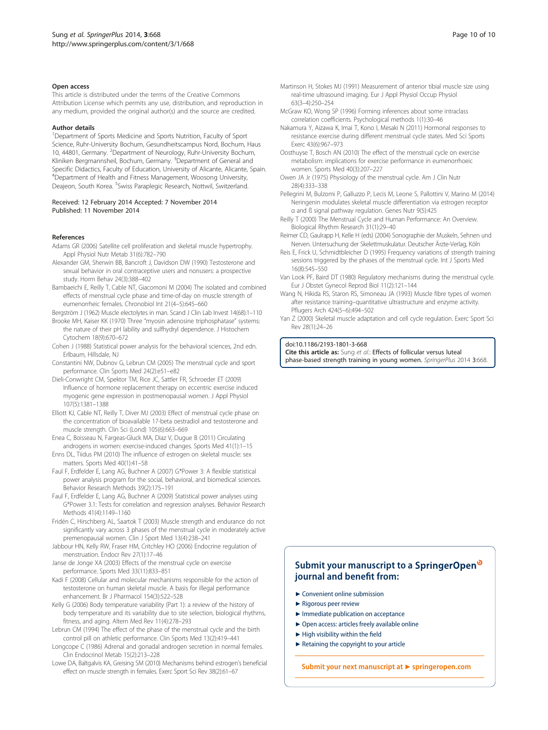### Open access

This article is distributed under the terms of the Creative Commons Attribution License which permits any use, distribution, and reproduction in any medium, provided the original author(s) and the source are credited.

### Author details

[1]Department of Sports Medicine and Sports Nutrition, Faculty of Sport Science, Ruhr-University Bochum, Gesundheitscampus Nord, Bochum, Haus 10, 44801, Germany. [2]Department of Neurology, Ruhr-University Bochum, Kliniken Bergmannsheil, Bochum, Germany. [3]Department of General and Specific Didactics, Faculty of Education, University of Alicante, Alicante, Spain. [4]Department of Health and Fitness Management, Woosong University, Deajeon, South Korea. [5]Swiss Paraplegic Research, Nottwil, Switzerland.

Received: 12 February 2014 Accepted: 7 November 2014
Published: 11 November 2014

### References

Adams GR (2006) Satellite cell proliferation and skeletal muscle hypertrophy. Appl Physiol Nutr Metab 31(6):782–790

Alexander GM, Sherwin BB, Bancroft J, Davidson DW (1990) Testosterone and sexual behavior in oral contraceptive users and nonusers: a prospective study. Horm Behav 24(3):388–402

Bambaeichi E, Reilly T, Cable NT, Giacomoni M (2004) The isolated and combined effects of menstrual cycle phase and time-of-day on muscle strength of eumenorrheic females. Chronobiol Int 21(4–5):645–660

Bergström J (1962) Muscle electolytes in man. Scand J Clin Lab Invest 14(68):1–110

Brooke MH, Kaiser KK (1970) Three "myosin adenosine triphosphatase" systems: the nature of their pH lability and sulfhydryl dependence. J Histochem Cytochem 18(9):670–672

Cohen J (1988) Statistical power analysis for the behavioral sciences, 2nd edn. Erlbaum, Hillsdale, NJ

Constantini NW, Dubnov G, Lebrun CM (2005) The menstrual cycle and sport performance. Clin Sports Med 24(2):e51–e82

Dieli-Conwright CM, Spektor TM, Rice JC, Sattler FR, Schroeder ET (2009) Influence of hormone replacement therapy on eccentric exercise induced myogenic gene expression in postmenopausal women. J Appl Physiol 107(5):1381–1388

Elliott KJ, Cable NT, Reilly T, Diver MJ (2003) Effect of menstrual cycle phase on the concentration of bioavailable 17-beta oestradiol and testosterone and muscle strength. Clin Sci (Lond) 105(6):663–669

Enea C, Boisseau N, Fargeas-Gluck MA, Diaz V, Dugue B (2011) Circulating androgens in women: exercise-induced changes. Sports Med 41(1):1–15

Enns DL, Tiidus PM (2010) The influence of estrogen on skeletal muscle: sex matters. Sports Med 40(1):41–58

Faul F, Erdfelder E, Lang AG, Buchner A (2007) G*Power 3: A flexible statistical power analysis program for the social, behavioral, and biomedical sciences. Behavior Research Methods 39(2):175–191

Faul F, Erdfelder E, Lang AG, Buchner A (2009) Statistical power analyses using G*Power 3.1: Tests for correlation and regression analyses. Behavior Research Methods 41(4):1149–1160

Fridén C, Hirschberg AL, Saartok T (2003) Muscle strength and endurance do not significantly vary across 3 phases of the menstrual cycle in moderately active premenopausal women. Clin J Sport Med 13(4):238–241

Jabbour HN, Kelly RW, Fraser HM, Critchley HO (2006) Endocrine regulation of menstruation. Endocr Rev 27(1):17–46

Janse de Jonge XA (2003) Effects of the menstrual cycle on exercise performance. Sports Med 33(11):833–851

Kadi F (2008) Cellular and molecular mechanisms responsible for the action of testosterone on human skeletal muscle. A basis for illegal performance enhancement. Br J Pharmacol 154(3):522–528

Kelly G (2006) Body temperature variability (Part 1): a review of the history of body temperature and its variability due to site selection, biological rhythms, fitness, and aging. Altern Med Rev 11(4):278–293

Lebrun CM (1994) The effect of the phase of the menstrual cycle and the birth control pill on athletic performance. Clin Sports Med 13(2):419–441

Longcope C (1986) Adrenal and gonadal androgen secretion in normal females. Clin Endocrinol Metab 15(2):213–228

Lowe DA, Baltgalvis KA, Greising SM (2010) Mechanisms behind estrogen's beneficial effect on muscle strength in females. Exerc Sport Sci Rev 38(2):61–67

Martinson H, Stokes MJ (1991) Measurement of anterior tibial muscle size using real-time ultrasound imaging. Eur J Appl Physiol Occup Physiol 63(3–4):250–254

McGraw KO, Wong SP (1996) Forming inferences about some intraclass correlation coefficients. Psychological methods 1(1):30–46

Nakamura Y, Aizawa K, Imai T, Kono I, Mesaki N (2011) Hormonal responses to resistance exercise during different menstrual cycle states. Med Sci Sports Exerc 43(6):967–973

Oosthuyse T, Bosch AN (2010) The effect of the menstrual cycle on exercise metabolism: implications for exercise performance in eumenorrhoeic women. Sports Med 40(3):207–227

Owen JA Jr (1975) Physiology of the menstrual cycle. Am J Clin Nutr 28(4):333–338

Pellegrini M, Bulzomi P, Galluzzo P, Lecis M, Leone S, Pallottini V, Marino M (2014) Neringenin modulates skeletal muscle differentiation via estrogen receptor α and ß signal pathway regulation. Genes Nutr 9(5):425

Reilly T (2000) The Menstrual Cycle and Human Performance: An Overview. Biological Rhythm Research 31(1):29–40

Reimer CD, Gaulrapp H, Kelle H (eds) (2004) Sonographie der Muskeln, Sehnen und Nerven. Untersuchung der Skelettmuskulatur. Deutscher Ärzte-Verlag, Köln

Reis E, Frick U, Schmidtbleicher D (1995) Frequency variations of strength training sessions triggered by the phases of the menstrual cycle. Int J Sports Med 16(8):545–550

Van Look PF, Baird DT (1980) Regulatory mechanisms during the menstrual cycle. Eur J Obstet Gynecol Reprod Biol 11(2):121–144

Wang N, Hikida RS, Staron RS, Simoneau JA (1993) Muscle fibre types of women after resistance training–quantitative ultrastructure and enzyme activity. Pflugers Arch 424(5–6):494–502

Yan Z (2000) Skeletal muscle adaptation and cell cycle regulation. Exerc Sport Sci Rev 28(1):24–26

doi:10.1186/2193-1801-3-668
**Cite this article as:** Sung *et al.*: Effects of follicular versus luteal phase-based strength training in young women. *SpringerPlus* 2014 **3**:668.

**Submit your manuscript to a SpringerOpen journal and benefit from:**

- Convenient online submission
- Rigorous peer review
- Immediate publication on acceptance
- Open access: articles freely available online
- High visibility within the field
- Retaining the copyright to your article

**Submit your next manuscript at ► springeropen.com**